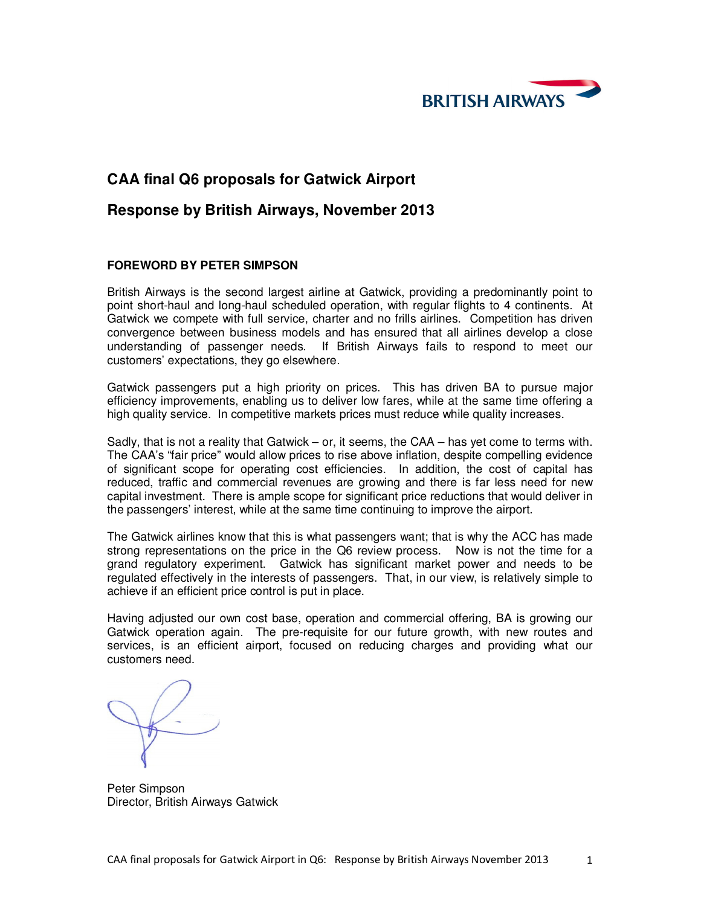BRITISH AIRWAYS

# CAA final Q6 proposals for Gatwick Airport

# Response by British Airways, November 2013

## FOREWORD BY PETER SIMPSON

British Airways is the second largest airline at Gatwick, providing a predominantly point to point short-haul and long-haul scheduled operation, with regular flights to 4 continents. At Gatwick we compete with full service, charter and no frills airlines. Competition has driven convergence between business models and has ensured that all airlines develop a close understanding of passenger needs. If British Airways fails to respond to meet our customers' expectations, they go elsewhere.

Gatwick passengers put a high priority on prices. This has driven BA to pursue major efficiency improvements, enabling us to deliver low fares, while at the same time offering a high quality service. In competitive markets prices must reduce while quality increases.

Sadly, that is not a reality that Gatwick – or, it seems, the CAA – has yet come to terms with. The CAA's "fair price" would allow prices to rise above inflation, despite compelling evidence of significant scope for operating cost efficiencies. In addition, the cost of capital has reduced, traffic and commercial revenues are growing and there is far less need for new capital investment. There is ample scope for significant price reductions that would deliver in the passengers' interest, while at the same time continuing to improve the airport.

The Gatwick airlines know that this is what passengers want; that is why the ACC has made strong representations on the price in the Q6 review process. Now is not the time for a grand regulatory experiment. Gatwick has significant market power and needs to be regulated effectively in the interests of passengers. That, in our view, is relatively simple to achieve if an efficient price control is put in place.

Having adjusted our own cost base, operation and commercial offering, BA is growing our Gatwick operation again. The pre-requisite for our future growth, with new routes and services, is an efficient airport, focused on reducing charges and providing what our customers need.

Peter Simpson
Director, British Airways Gatwick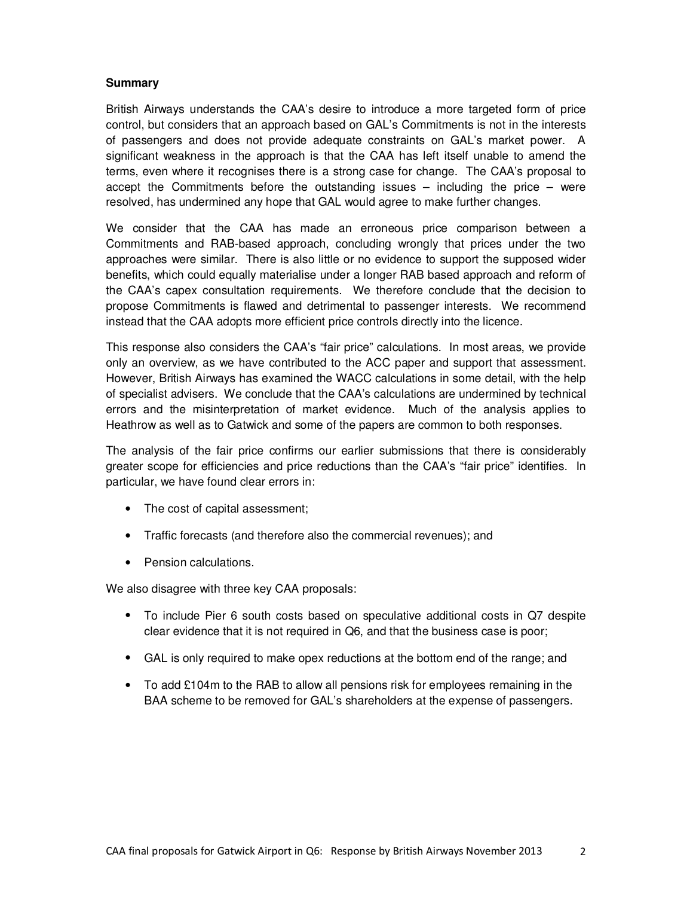**Summary**

British Airways understands the CAA's desire to introduce a more targeted form of price control, but considers that an approach based on GAL's Commitments is not in the interests of passengers and does not provide adequate constraints on GAL's market power. A significant weakness in the approach is that the CAA has left itself unable to amend the terms, even where it recognises there is a strong case for change. The CAA's proposal to accept the Commitments before the outstanding issues – including the price – were resolved, has undermined any hope that GAL would agree to make further changes.

We consider that the CAA has made an erroneous price comparison between a Commitments and RAB-based approach, concluding wrongly that prices under the two approaches were similar. There is also little or no evidence to support the supposed wider benefits, which could equally materialise under a longer RAB based approach and reform of the CAA's capex consultation requirements. We therefore conclude that the decision to propose Commitments is flawed and detrimental to passenger interests. We recommend instead that the CAA adopts more efficient price controls directly into the licence.

This response also considers the CAA's "fair price" calculations. In most areas, we provide only an overview, as we have contributed to the ACC paper and support that assessment. However, British Airways has examined the WACC calculations in some detail, with the help of specialist advisers. We conclude that the CAA's calculations are undermined by technical errors and the misinterpretation of market evidence. Much of the analysis applies to Heathrow as well as to Gatwick and some of the papers are common to both responses.

The analysis of the fair price confirms our earlier submissions that there is considerably greater scope for efficiencies and price reductions than the CAA's "fair price" identifies. In particular, we have found clear errors in:

- The cost of capital assessment;
- Traffic forecasts (and therefore also the commercial revenues); and
- Pension calculations.

We also disagree with three key CAA proposals:

- To include Pier 6 south costs based on speculative additional costs in Q7 despite clear evidence that it is not required in Q6, and that the business case is poor;
- GAL is only required to make opex reductions at the bottom end of the range; and
- To add £104m to the RAB to allow all pensions risk for employees remaining in the BAA scheme to be removed for GAL's shareholders at the expense of passengers.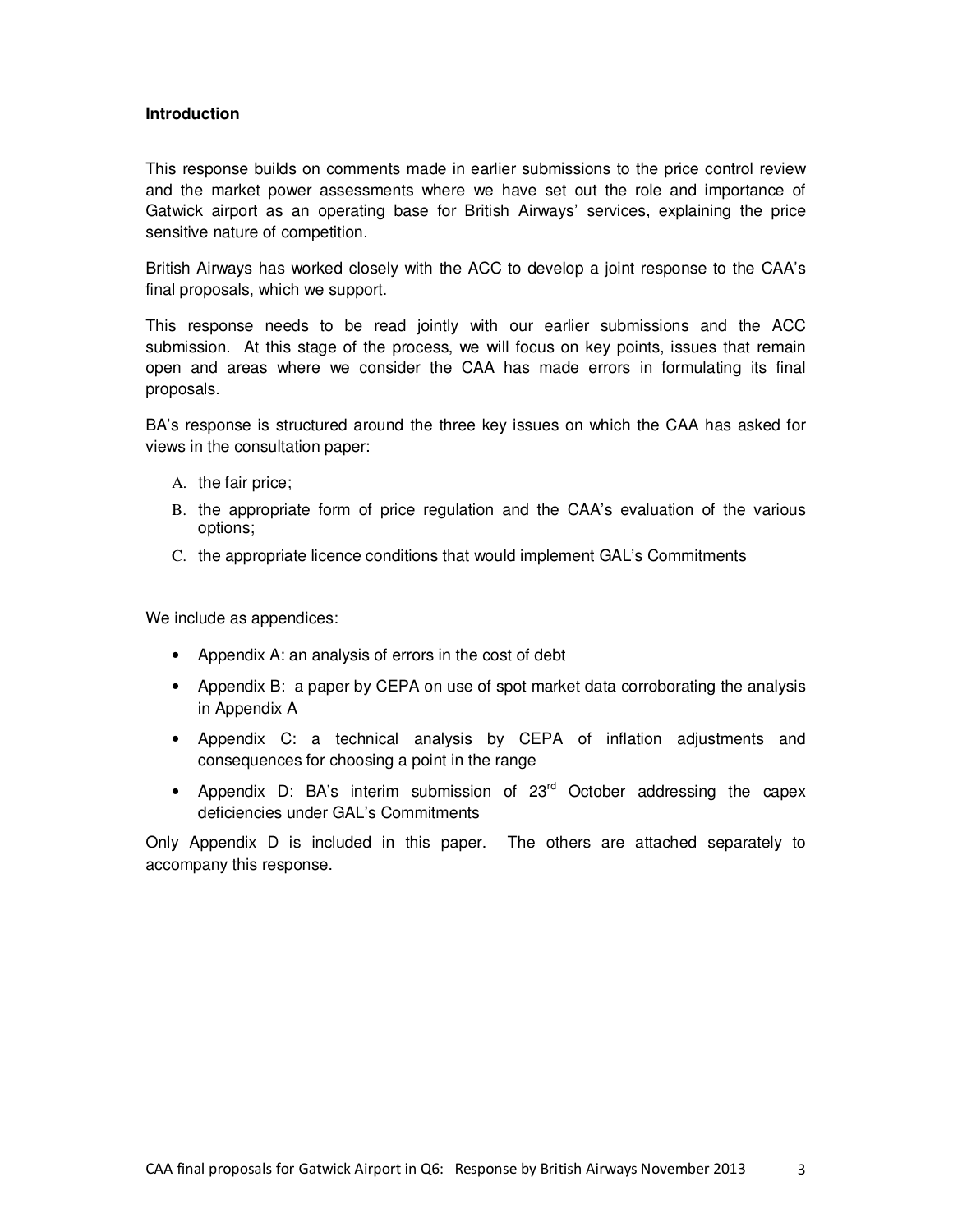**Introduction**

This response builds on comments made in earlier submissions to the price control review and the market power assessments where we have set out the role and importance of Gatwick airport as an operating base for British Airways' services, explaining the price sensitive nature of competition.

British Airways has worked closely with the ACC to develop a joint response to the CAA's final proposals, which we support.

This response needs to be read jointly with our earlier submissions and the ACC submission. At this stage of the process, we will focus on key points, issues that remain open and areas where we consider the CAA has made errors in formulating its final proposals.

BA's response is structured around the three key issues on which the CAA has asked for views in the consultation paper:

A. the fair price;
B. the appropriate form of price regulation and the CAA's evaluation of the various options;
C. the appropriate licence conditions that would implement GAL's Commitments

We include as appendices:

- Appendix A: an analysis of errors in the cost of debt
- Appendix B: a paper by CEPA on use of spot market data corroborating the analysis in Appendix A
- Appendix C: a technical analysis by CEPA of inflation adjustments and consequences for choosing a point in the range
- Appendix D: BA's interim submission of 23rd October addressing the capex deficiencies under GAL's Commitments

Only Appendix D is included in this paper. The others are attached separately to accompany this response.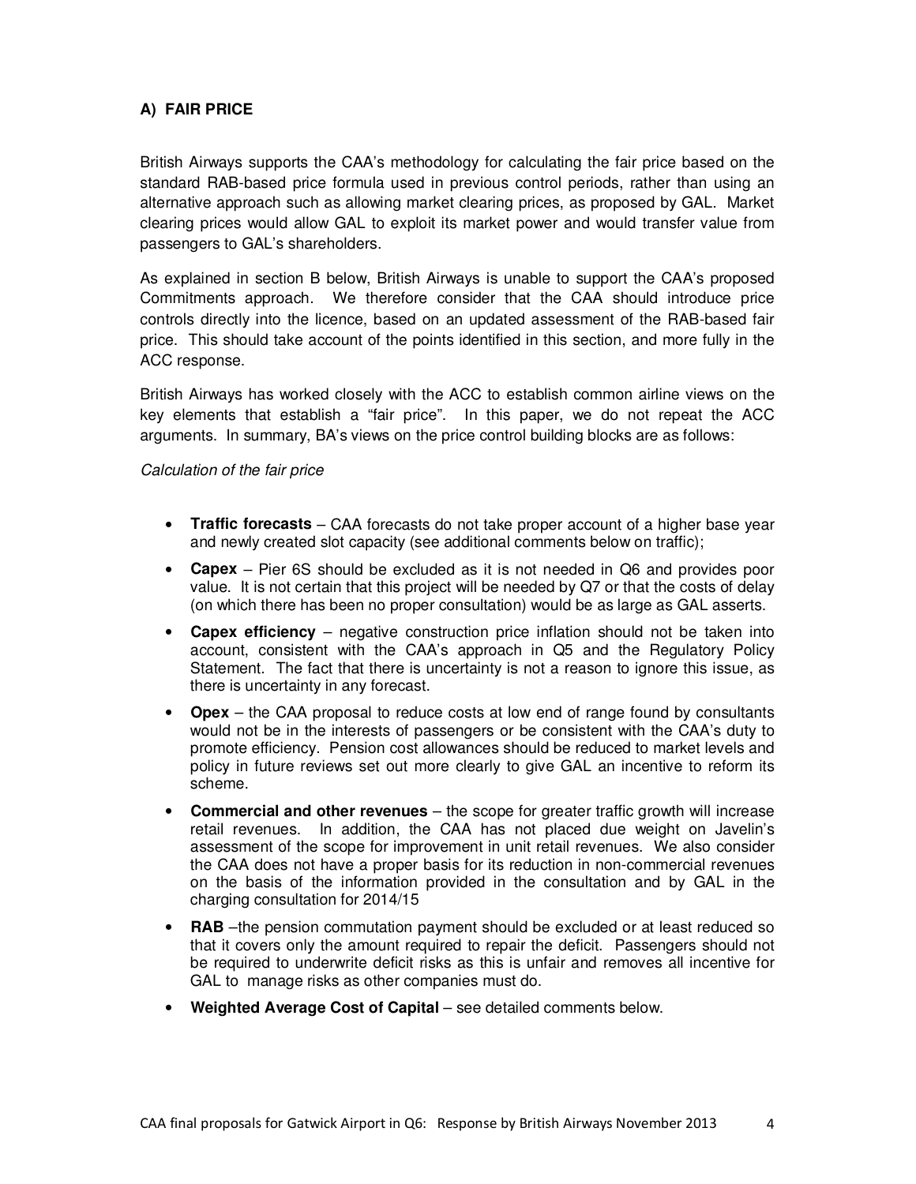## A) FAIR PRICE

British Airways supports the CAA's methodology for calculating the fair price based on the standard RAB-based price formula used in previous control periods, rather than using an alternative approach such as allowing market clearing prices, as proposed by GAL. Market clearing prices would allow GAL to exploit its market power and would transfer value from passengers to GAL's shareholders.

As explained in section B below, British Airways is unable to support the CAA's proposed Commitments approach. We therefore consider that the CAA should introduce price controls directly into the licence, based on an updated assessment of the RAB-based fair price. This should take account of the points identified in this section, and more fully in the ACC response.

British Airways has worked closely with the ACC to establish common airline views on the key elements that establish a "fair price". In this paper, we do not repeat the ACC arguments. In summary, BA's views on the price control building blocks are as follows:

*Calculation of the fair price*

- **Traffic forecasts** – CAA forecasts do not take proper account of a higher base year and newly created slot capacity (see additional comments below on traffic);
- **Capex** – Pier 6S should be excluded as it is not needed in Q6 and provides poor value. It is not certain that this project will be needed by Q7 or that the costs of delay (on which there has been no proper consultation) would be as large as GAL asserts.
- **Capex efficiency** – negative construction price inflation should not be taken into account, consistent with the CAA's approach in Q5 and the Regulatory Policy Statement. The fact that there is uncertainty is not a reason to ignore this issue, as there is uncertainty in any forecast.
- **Opex** – the CAA proposal to reduce costs at low end of range found by consultants would not be in the interests of passengers or be consistent with the CAA's duty to promote efficiency. Pension cost allowances should be reduced to market levels and policy in future reviews set out more clearly to give GAL an incentive to reform its scheme.
- **Commercial and other revenues** – the scope for greater traffic growth will increase retail revenues. In addition, the CAA has not placed due weight on Javelin's assessment of the scope for improvement in unit retail revenues. We also consider the CAA does not have a proper basis for its reduction in non-commercial revenues on the basis of the information provided in the consultation and by GAL in the charging consultation for 2014/15
- **RAB** –the pension commutation payment should be excluded or at least reduced so that it covers only the amount required to repair the deficit. Passengers should not be required to underwrite deficit risks as this is unfair and removes all incentive for GAL to manage risks as other companies must do.
- **Weighted Average Cost of Capital** – see detailed comments below.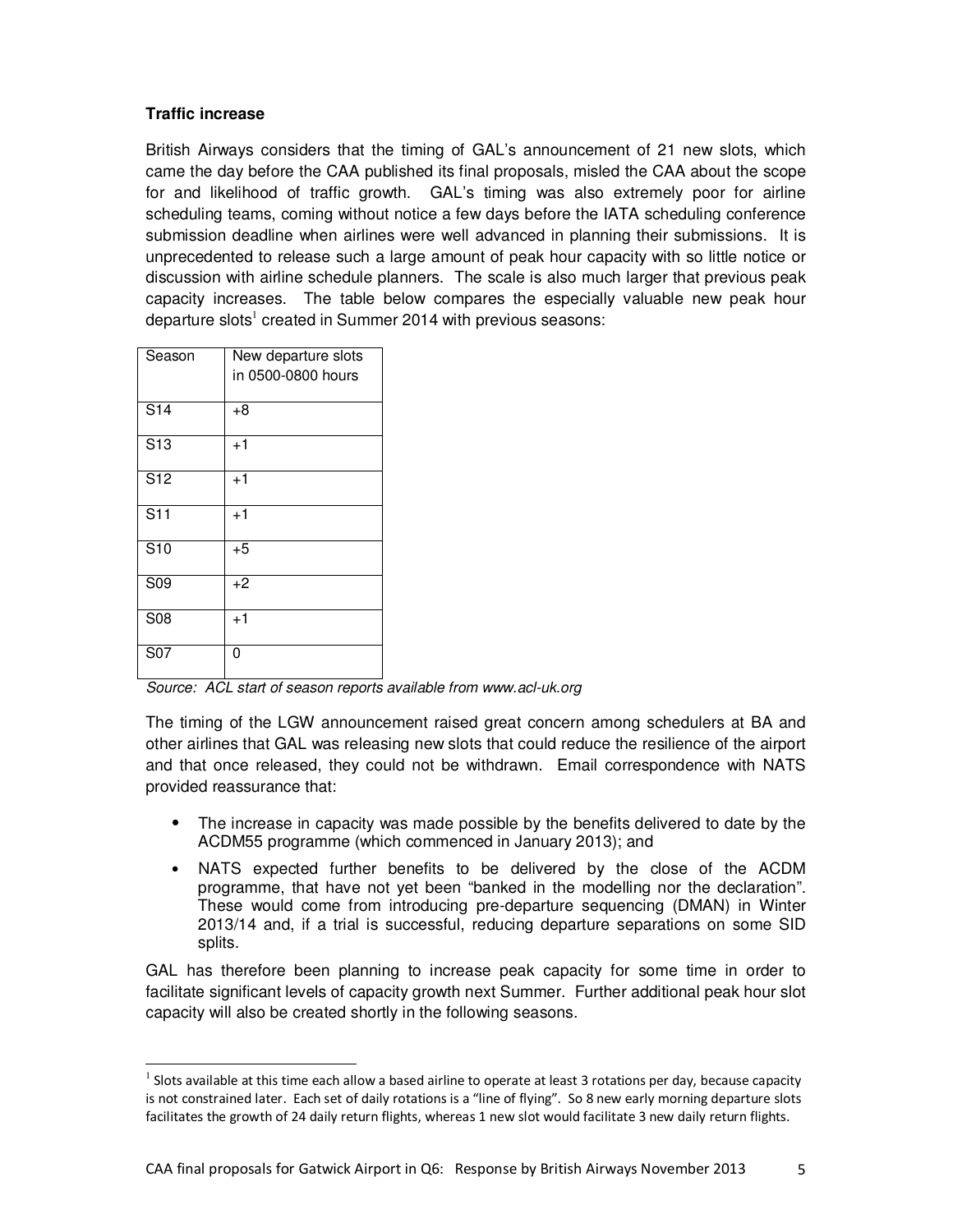**Traffic increase**

British Airways considers that the timing of GAL's announcement of 21 new slots, which came the day before the CAA published its final proposals, misled the CAA about the scope for and likelihood of traffic growth. GAL's timing was also extremely poor for airline scheduling teams, coming without notice a few days before the IATA scheduling conference submission deadline when airlines were well advanced in planning their submissions. It is unprecedented to release such a large amount of peak hour capacity with so little notice or discussion with airline schedule planners. The scale is also much larger that previous peak capacity increases. The table below compares the especially valuable new peak hour departure slots[1] created in Summer 2014 with previous seasons:

| Season | New departure slots in 0500-0800 hours |
|---|---|
| S14 | +8 |
| S13 | +1 |
| S12 | +1 |
| S11 | +1 |
| S10 | +5 |
| S09 | +2 |
| S08 | +1 |
| S07 | 0 |

*Source: ACL start of season reports available from www.acl-uk.org*

The timing of the LGW announcement raised great concern among schedulers at BA and other airlines that GAL was releasing new slots that could reduce the resilience of the airport and that once released, they could not be withdrawn. Email correspondence with NATS provided reassurance that:

- The increase in capacity was made possible by the benefits delivered to date by the ACDM55 programme (which commenced in January 2013); and
- NATS expected further benefits to be delivered by the close of the ACDM programme, that have not yet been "banked in the modelling nor the declaration". These would come from introducing pre-departure sequencing (DMAN) in Winter 2013/14 and, if a trial is successful, reducing departure separations on some SID splits.

GAL has therefore been planning to increase peak capacity for some time in order to facilitate significant levels of capacity growth next Summer. Further additional peak hour slot capacity will also be created shortly in the following seasons.

[1] Slots available at this time each allow a based airline to operate at least 3 rotations per day, because capacity is not constrained later. Each set of daily rotations is a "line of flying". So 8 new early morning departure slots facilitates the growth of 24 daily return flights, whereas 1 new slot would facilitate 3 new daily return flights.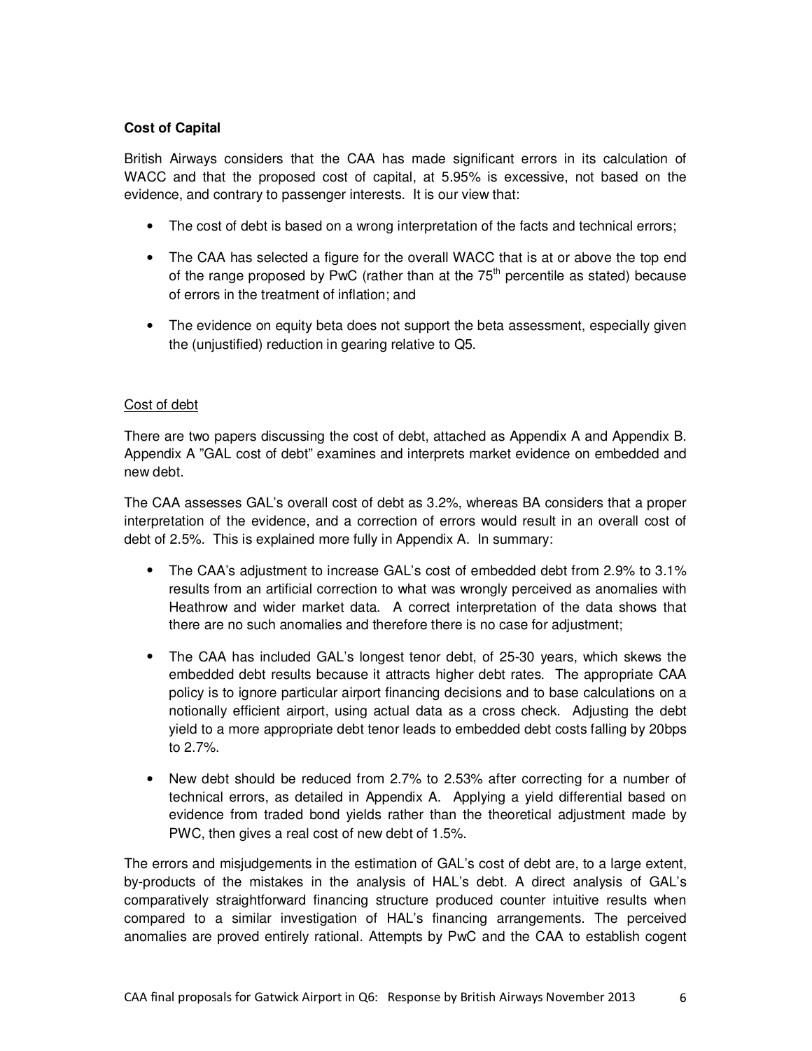**Cost of Capital**

British Airways considers that the CAA has made significant errors in its calculation of WACC and that the proposed cost of capital, at 5.95% is excessive, not based on the evidence, and contrary to passenger interests. It is our view that:

- The cost of debt is based on a wrong interpretation of the facts and technical errors;
- The CAA has selected a figure for the overall WACC that is at or above the top end of the range proposed by PwC (rather than at the 75th percentile as stated) because of errors in the treatment of inflation; and
- The evidence on equity beta does not support the beta assessment, especially given the (unjustified) reduction in gearing relative to Q5.

Cost of debt

There are two papers discussing the cost of debt, attached as Appendix A and Appendix B. Appendix A "GAL cost of debt" examines and interprets market evidence on embedded and new debt.

The CAA assesses GAL's overall cost of debt as 3.2%, whereas BA considers that a proper interpretation of the evidence, and a correction of errors would result in an overall cost of debt of 2.5%. This is explained more fully in Appendix A. In summary:

- The CAA's adjustment to increase GAL's cost of embedded debt from 2.9% to 3.1% results from an artificial correction to what was wrongly perceived as anomalies with Heathrow and wider market data. A correct interpretation of the data shows that there are no such anomalies and therefore there is no case for adjustment;
- The CAA has included GAL's longest tenor debt, of 25-30 years, which skews the embedded debt results because it attracts higher debt rates. The appropriate CAA policy is to ignore particular airport financing decisions and to base calculations on a notionally efficient airport, using actual data as a cross check. Adjusting the debt yield to a more appropriate debt tenor leads to embedded debt costs falling by 20bps to 2.7%.
- New debt should be reduced from 2.7% to 2.53% after correcting for a number of technical errors, as detailed in Appendix A. Applying a yield differential based on evidence from traded bond yields rather than the theoretical adjustment made by PWC, then gives a real cost of new debt of 1.5%.

The errors and misjudgements in the estimation of GAL's cost of debt are, to a large extent, by-products of the mistakes in the analysis of HAL's debt. A direct analysis of GAL's comparatively straightforward financing structure produced counter intuitive results when compared to a similar investigation of HAL's financing arrangements. The perceived anomalies are proved entirely rational. Attempts by PwC and the CAA to establish cogent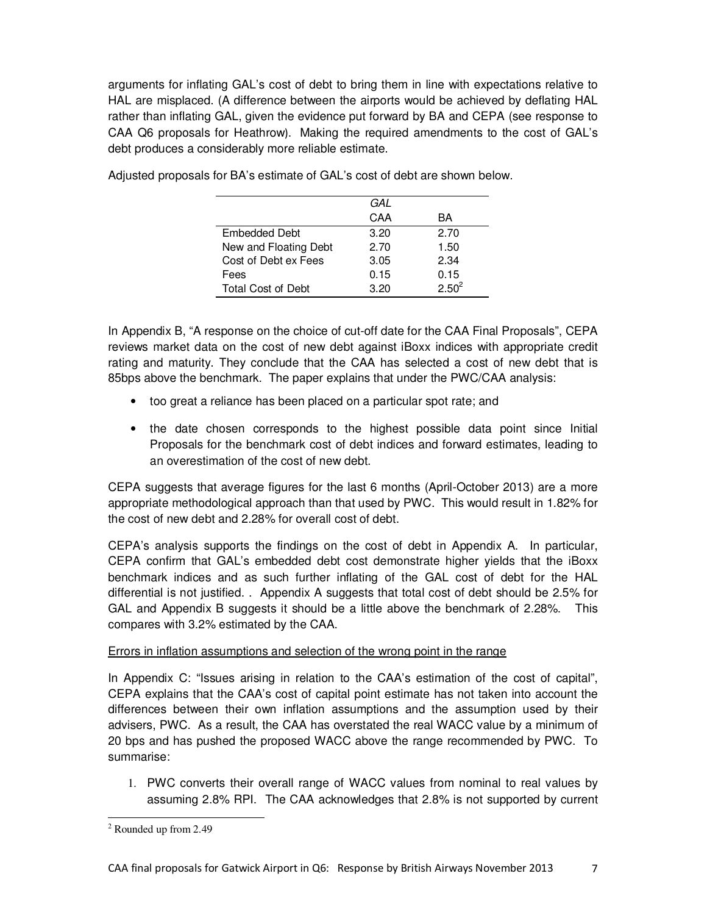arguments for inflating GAL's cost of debt to bring them in line with expectations relative to HAL are misplaced. (A difference between the airports would be achieved by deflating HAL rather than inflating GAL, given the evidence put forward by BA and CEPA (see response to CAA Q6 proposals for Heathrow). Making the required amendments to the cost of GAL's debt produces a considerably more reliable estimate.

Adjusted proposals for BA's estimate of GAL's cost of debt are shown below.

| | *GAL* | |
|---|---|---|
| | CAA | BA |
| Embedded Debt | 3.20 | 2.70 |
| New and Floating Debt | 2.70 | 1.50 |
| Cost of Debt ex Fees | 3.05 | 2.34 |
| Fees | 0.15 | 0.15 |
| Total Cost of Debt | 3.20 | 2.50[2] |

In Appendix B, "A response on the choice of cut-off date for the CAA Final Proposals", CEPA reviews market data on the cost of new debt against iBoxx indices with appropriate credit rating and maturity. They conclude that the CAA has selected a cost of new debt that is 85bps above the benchmark. The paper explains that under the PWC/CAA analysis:

- too great a reliance has been placed on a particular spot rate; and
- the date chosen corresponds to the highest possible data point since Initial Proposals for the benchmark cost of debt indices and forward estimates, leading to an overestimation of the cost of new debt.

CEPA suggests that average figures for the last 6 months (April-October 2013) are a more appropriate methodological approach than that used by PWC. This would result in 1.82% for the cost of new debt and 2.28% for overall cost of debt.

CEPA's analysis supports the findings on the cost of debt in Appendix A. In particular, CEPA confirm that GAL's embedded debt cost demonstrate higher yields that the iBoxx benchmark indices and as such further inflating of the GAL cost of debt for the HAL differential is not justified. . Appendix A suggests that total cost of debt should be 2.5% for GAL and Appendix B suggests it should be a little above the benchmark of 2.28%. This compares with 3.2% estimated by the CAA.

Errors in inflation assumptions and selection of the wrong point in the range

In Appendix C: "Issues arising in relation to the CAA's estimation of the cost of capital", CEPA explains that the CAA's cost of capital point estimate has not taken into account the differences between their own inflation assumptions and the assumption used by their advisers, PWC. As a result, the CAA has overstated the real WACC value by a minimum of 20 bps and has pushed the proposed WACC above the range recommended by PWC. To summarise:

1. PWC converts their overall range of WACC values from nominal to real values by assuming 2.8% RPI. The CAA acknowledges that 2.8% is not supported by current

[2] Rounded up from 2.49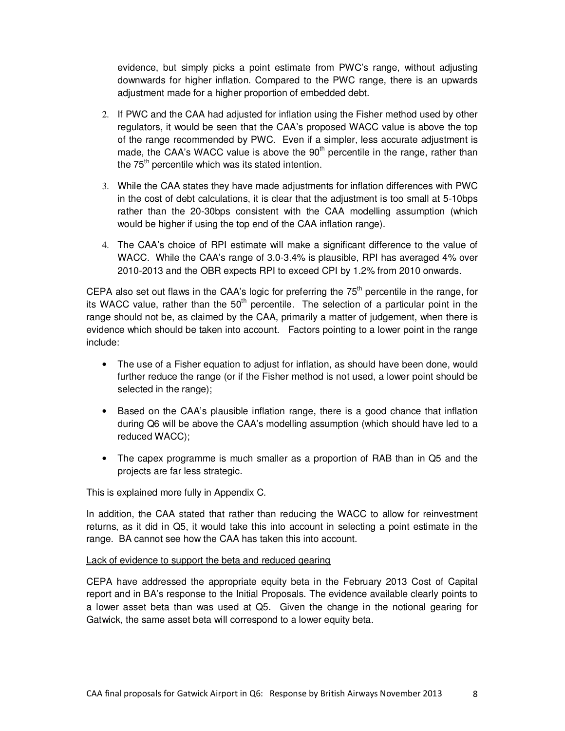evidence, but simply picks a point estimate from PWC's range, without adjusting downwards for higher inflation. Compared to the PWC range, there is an upwards adjustment made for a higher proportion of embedded debt.

2. If PWC and the CAA had adjusted for inflation using the Fisher method used by other regulators, it would be seen that the CAA's proposed WACC value is above the top of the range recommended by PWC. Even if a simpler, less accurate adjustment is made, the CAA's WACC value is above the 90th percentile in the range, rather than the 75th percentile which was its stated intention.

3. While the CAA states they have made adjustments for inflation differences with PWC in the cost of debt calculations, it is clear that the adjustment is too small at 5-10bps rather than the 20-30bps consistent with the CAA modelling assumption (which would be higher if using the top end of the CAA inflation range).

4. The CAA's choice of RPI estimate will make a significant difference to the value of WACC. While the CAA's range of 3.0-3.4% is plausible, RPI has averaged 4% over 2010-2013 and the OBR expects RPI to exceed CPI by 1.2% from 2010 onwards.

CEPA also set out flaws in the CAA's logic for preferring the 75th percentile in the range, for its WACC value, rather than the 50th percentile. The selection of a particular point in the range should not be, as claimed by the CAA, primarily a matter of judgement, when there is evidence which should be taken into account. Factors pointing to a lower point in the range include:

- The use of a Fisher equation to adjust for inflation, as should have been done, would further reduce the range (or if the Fisher method is not used, a lower point should be selected in the range);
- Based on the CAA's plausible inflation range, there is a good chance that inflation during Q6 will be above the CAA's modelling assumption (which should have led to a reduced WACC);
- The capex programme is much smaller as a proportion of RAB than in Q5 and the projects are far less strategic.

This is explained more fully in Appendix C.

In addition, the CAA stated that rather than reducing the WACC to allow for reinvestment returns, as it did in Q5, it would take this into account in selecting a point estimate in the range. BA cannot see how the CAA has taken this into account.

<u>Lack of evidence to support the beta and reduced gearing</u>

CEPA have addressed the appropriate equity beta in the February 2013 Cost of Capital report and in BA's response to the Initial Proposals. The evidence available clearly points to a lower asset beta than was used at Q5. Given the change in the notional gearing for Gatwick, the same asset beta will correspond to a lower equity beta.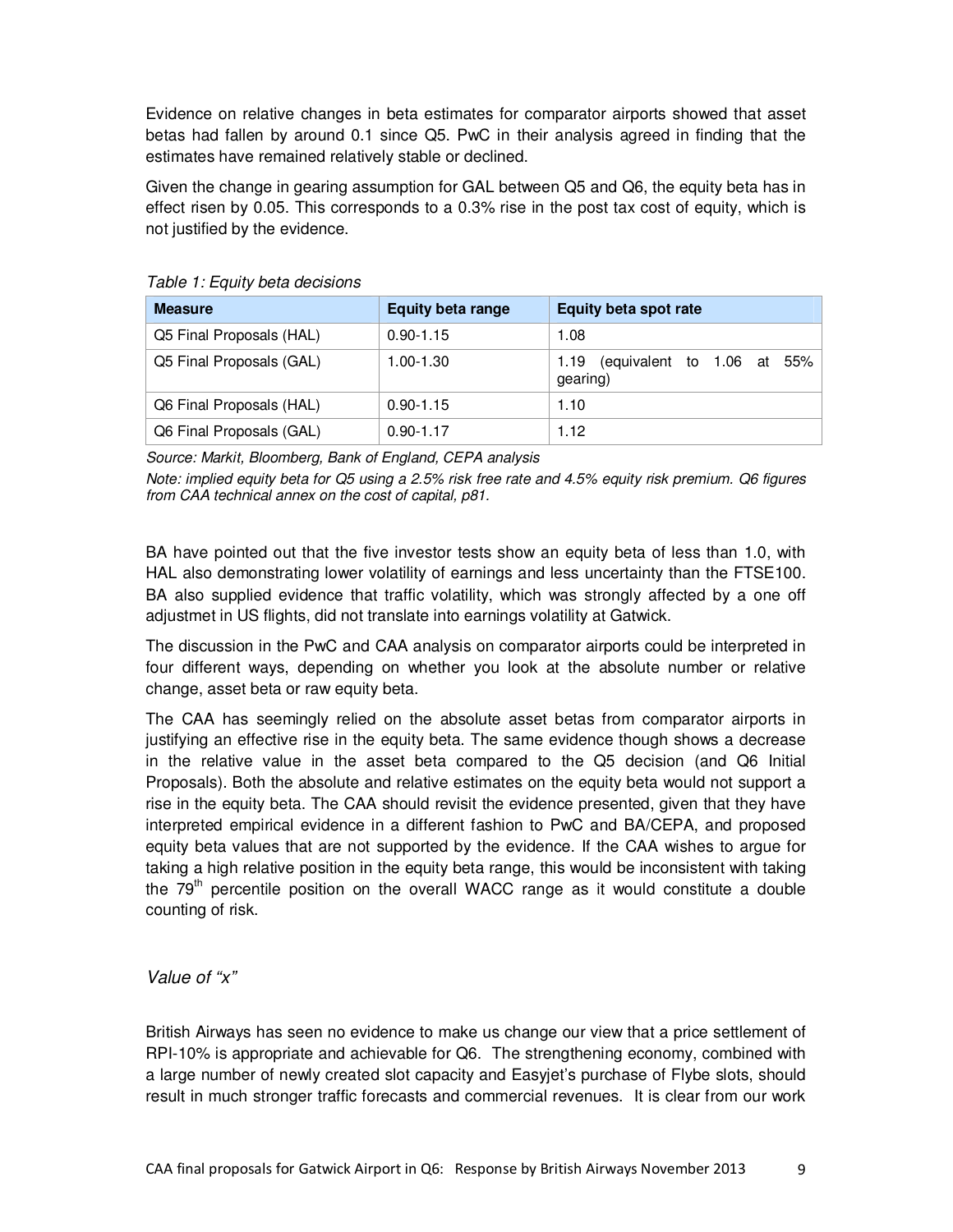Evidence on relative changes in beta estimates for comparator airports showed that asset betas had fallen by around 0.1 since Q5. PwC in their analysis agreed in finding that the estimates have remained relatively stable or declined.

Given the change in gearing assumption for GAL between Q5 and Q6, the equity beta has in effect risen by 0.05. This corresponds to a 0.3% rise in the post tax cost of equity, which is not justified by the evidence.

*Table 1: Equity beta decisions*

| Measure | Equity beta range | Equity beta spot rate |
|---|---|---|
| Q5 Final Proposals (HAL) | 0.90-1.15 | 1.08 |
| Q5 Final Proposals (GAL) | 1.00-1.30 | 1.19 (equivalent to 1.06 at 55% gearing) |
| Q6 Final Proposals (HAL) | 0.90-1.15 | 1.10 |
| Q6 Final Proposals (GAL) | 0.90-1.17 | 1.12 |

*Source: Markit, Bloomberg, Bank of England, CEPA analysis*

*Note: implied equity beta for Q5 using a 2.5% risk free rate and 4.5% equity risk premium. Q6 figures from CAA technical annex on the cost of capital, p81.*

BA have pointed out that the five investor tests show an equity beta of less than 1.0, with HAL also demonstrating lower volatility of earnings and less uncertainty than the FTSE100. BA also supplied evidence that traffic volatility, which was strongly affected by a one off adjustmet in US flights, did not translate into earnings volatility at Gatwick.

The discussion in the PwC and CAA analysis on comparator airports could be interpreted in four different ways, depending on whether you look at the absolute number or relative change, asset beta or raw equity beta.

The CAA has seemingly relied on the absolute asset betas from comparator airports in justifying an effective rise in the equity beta. The same evidence though shows a decrease in the relative value in the asset beta compared to the Q5 decision (and Q6 Initial Proposals). Both the absolute and relative estimates on the equity beta would not support a rise in the equity beta. The CAA should revisit the evidence presented, given that they have interpreted empirical evidence in a different fashion to PwC and BA/CEPA, and proposed equity beta values that are not supported by the evidence. If the CAA wishes to argue for taking a high relative position in the equity beta range, this would be inconsistent with taking the 79th percentile position on the overall WACC range as it would constitute a double counting of risk.

### *Value of "x"*

British Airways has seen no evidence to make us change our view that a price settlement of RPI-10% is appropriate and achievable for Q6. The strengthening economy, combined with a large number of newly created slot capacity and Easyjet's purchase of Flybe slots, should result in much stronger traffic forecasts and commercial revenues. It is clear from our work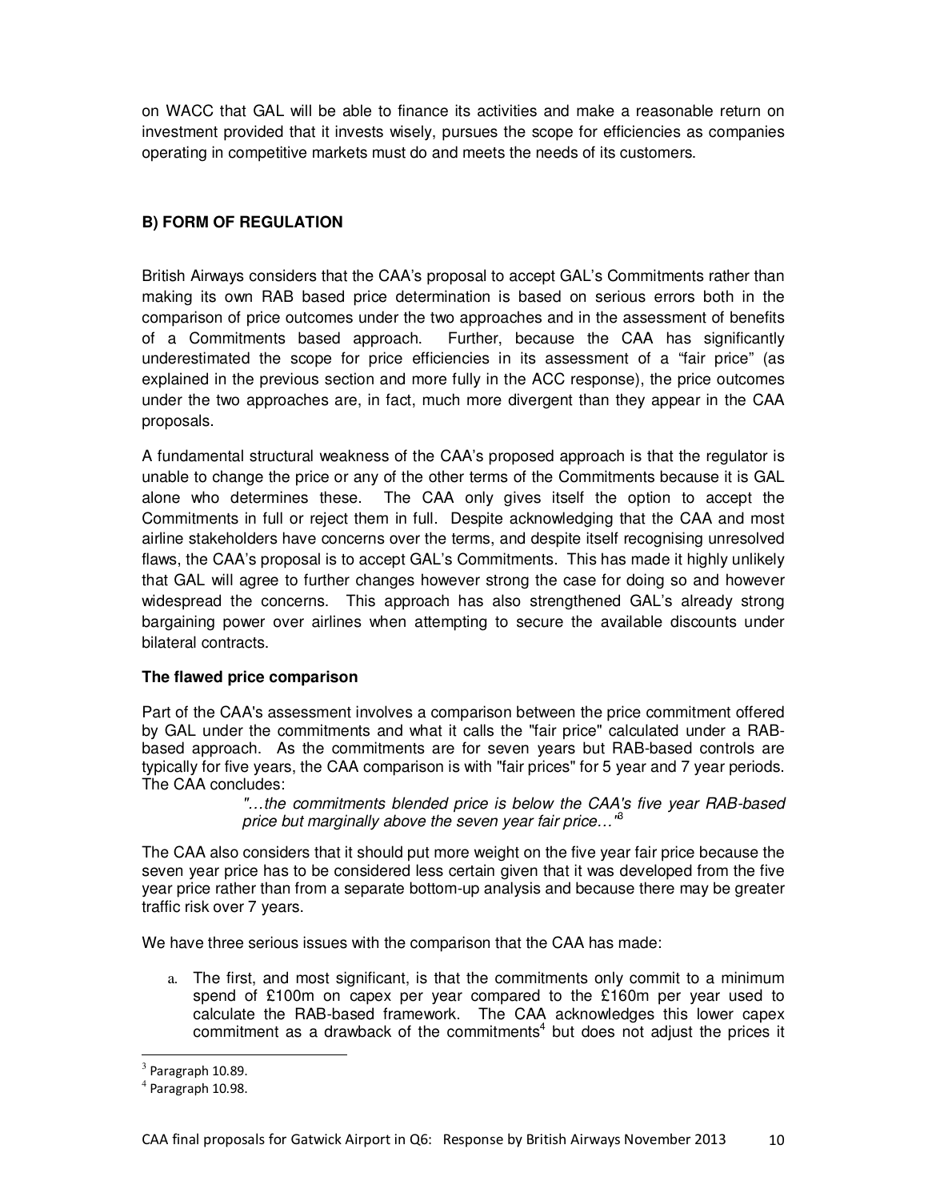on WACC that GAL will be able to finance its activities and make a reasonable return on investment provided that it invests wisely, pursues the scope for efficiencies as companies operating in competitive markets must do and meets the needs of its customers.

## B) FORM OF REGULATION

British Airways considers that the CAA's proposal to accept GAL's Commitments rather than making its own RAB based price determination is based on serious errors both in the comparison of price outcomes under the two approaches and in the assessment of benefits of a Commitments based approach. Further, because the CAA has significantly underestimated the scope for price efficiencies in its assessment of a "fair price" (as explained in the previous section and more fully in the ACC response), the price outcomes under the two approaches are, in fact, much more divergent than they appear in the CAA proposals.

A fundamental structural weakness of the CAA's proposed approach is that the regulator is unable to change the price or any of the other terms of the Commitments because it is GAL alone who determines these. The CAA only gives itself the option to accept the Commitments in full or reject them in full. Despite acknowledging that the CAA and most airline stakeholders have concerns over the terms, and despite itself recognising unresolved flaws, the CAA's proposal is to accept GAL's Commitments. This has made it highly unlikely that GAL will agree to further changes however strong the case for doing so and however widespread the concerns. This approach has also strengthened GAL's already strong bargaining power over airlines when attempting to secure the available discounts under bilateral contracts.

### The flawed price comparison

Part of the CAA's assessment involves a comparison between the price commitment offered by GAL under the commitments and what it calls the "fair price" calculated under a RAB-based approach. As the commitments are for seven years but RAB-based controls are typically for five years, the CAA comparison is with "fair prices" for 5 year and 7 year periods. The CAA concludes:

> *"…the commitments blended price is below the CAA's five year RAB-based price but marginally above the seven year fair price…"*[3]

The CAA also considers that it should put more weight on the five year fair price because the seven year price has to be considered less certain given that it was developed from the five year price rather than from a separate bottom-up analysis and because there may be greater traffic risk over 7 years.

We have three serious issues with the comparison that the CAA has made:

a. The first, and most significant, is that the commitments only commit to a minimum spend of £100m on capex per year compared to the £160m per year used to calculate the RAB-based framework. The CAA acknowledges this lower capex commitment as a drawback of the commitments[4] but does not adjust the prices it

[3] Paragraph 10.89.

[4] Paragraph 10.98.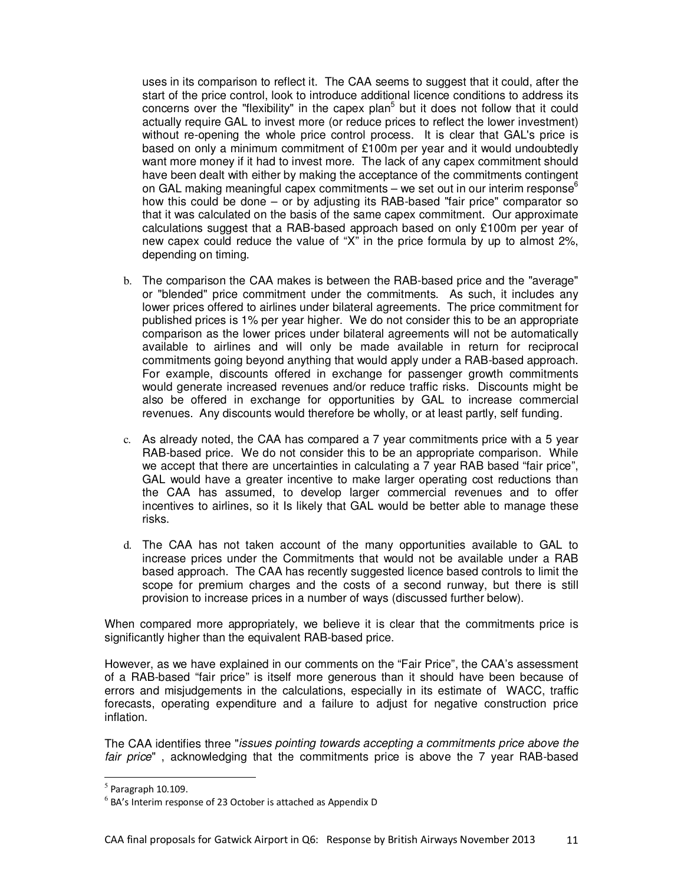uses in its comparison to reflect it. The CAA seems to suggest that it could, after the start of the price control, look to introduce additional licence conditions to address its concerns over the "flexibility" in the capex plan[5] but it does not follow that it could actually require GAL to invest more (or reduce prices to reflect the lower investment) without re-opening the whole price control process. It is clear that GAL's price is based on only a minimum commitment of £100m per year and it would undoubtedly want more money if it had to invest more. The lack of any capex commitment should have been dealt with either by making the acceptance of the commitments contingent on GAL making meaningful capex commitments – we set out in our interim response[6] how this could be done – or by adjusting its RAB-based "fair price" comparator so that it was calculated on the basis of the same capex commitment. Our approximate calculations suggest that a RAB-based approach based on only £100m per year of new capex could reduce the value of "X" in the price formula by up to almost 2%, depending on timing.

b. The comparison the CAA makes is between the RAB-based price and the "average" or "blended" price commitment under the commitments. As such, it includes any lower prices offered to airlines under bilateral agreements. The price commitment for published prices is 1% per year higher. We do not consider this to be an appropriate comparison as the lower prices under bilateral agreements will not be automatically available to airlines and will only be made available in return for reciprocal commitments going beyond anything that would apply under a RAB-based approach. For example, discounts offered in exchange for passenger growth commitments would generate increased revenues and/or reduce traffic risks. Discounts might be also be offered in exchange for opportunities by GAL to increase commercial revenues. Any discounts would therefore be wholly, or at least partly, self funding.

c. As already noted, the CAA has compared a 7 year commitments price with a 5 year RAB-based price. We do not consider this to be an appropriate comparison. While we accept that there are uncertainties in calculating a 7 year RAB based "fair price", GAL would have a greater incentive to make larger operating cost reductions than the CAA has assumed, to develop larger commercial revenues and to offer incentives to airlines, so it Is likely that GAL would be better able to manage these risks.

d. The CAA has not taken account of the many opportunities available to GAL to increase prices under the Commitments that would not be available under a RAB based approach. The CAA has recently suggested licence based controls to limit the scope for premium charges and the costs of a second runway, but there is still provision to increase prices in a number of ways (discussed further below).

When compared more appropriately, we believe it is clear that the commitments price is significantly higher than the equivalent RAB-based price.

However, as we have explained in our comments on the "Fair Price", the CAA's assessment of a RAB-based "fair price" is itself more generous than it should have been because of errors and misjudgements in the calculations, especially in its estimate of WACC, traffic forecasts, operating expenditure and a failure to adjust for negative construction price inflation.

The CAA identifies three "*issues pointing towards accepting a commitments price above the fair price*" , acknowledging that the commitments price is above the 7 year RAB-based

---

[5] Paragraph 10.109.

[6] BA's Interim response of 23 October is attached as Appendix D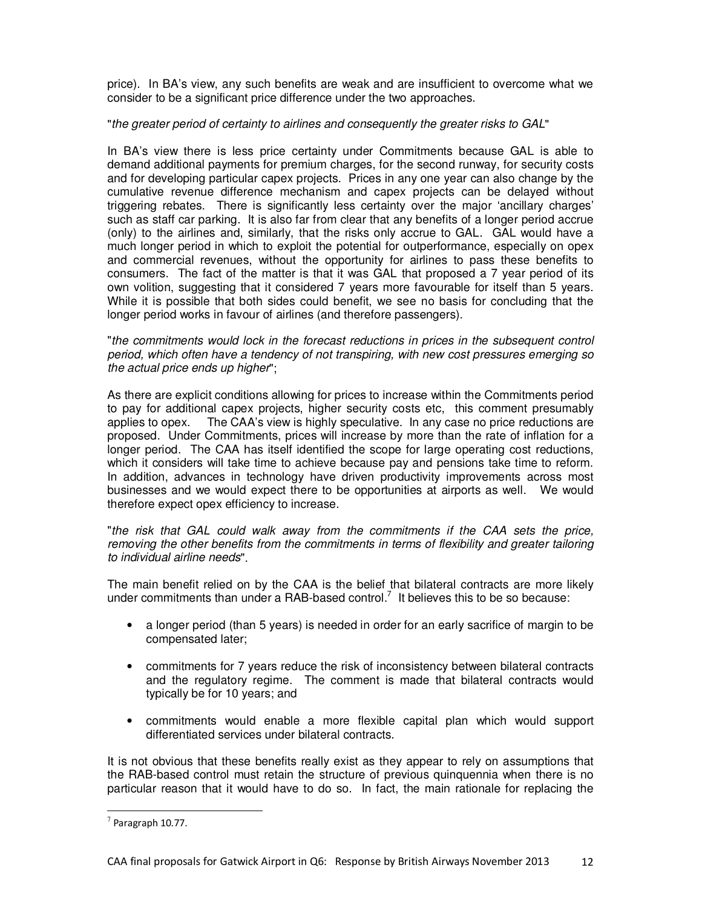price). In BA's view, any such benefits are weak and are insufficient to overcome what we consider to be a significant price difference under the two approaches.

"*the greater period of certainty to airlines and consequently the greater risks to GAL*"

In BA's view there is less price certainty under Commitments because GAL is able to demand additional payments for premium charges, for the second runway, for security costs and for developing particular capex projects. Prices in any one year can also change by the cumulative revenue difference mechanism and capex projects can be delayed without triggering rebates. There is significantly less certainty over the major 'ancillary charges' such as staff car parking. It is also far from clear that any benefits of a longer period accrue (only) to the airlines and, similarly, that the risks only accrue to GAL. GAL would have a much longer period in which to exploit the potential for outperformance, especially on opex and commercial revenues, without the opportunity for airlines to pass these benefits to consumers. The fact of the matter is that it was GAL that proposed a 7 year period of its own volition, suggesting that it considered 7 years more favourable for itself than 5 years. While it is possible that both sides could benefit, we see no basis for concluding that the longer period works in favour of airlines (and therefore passengers).

"*the commitments would lock in the forecast reductions in prices in the subsequent control period, which often have a tendency of not transpiring, with new cost pressures emerging so the actual price ends up higher*";

As there are explicit conditions allowing for prices to increase within the Commitments period to pay for additional capex projects, higher security costs etc, this comment presumably applies to opex. The CAA's view is highly speculative. In any case no price reductions are proposed. Under Commitments, prices will increase by more than the rate of inflation for a longer period. The CAA has itself identified the scope for large operating cost reductions, which it considers will take time to achieve because pay and pensions take time to reform. In addition, advances in technology have driven productivity improvements across most businesses and we would expect there to be opportunities at airports as well. We would therefore expect opex efficiency to increase.

"*the risk that GAL could walk away from the commitments if the CAA sets the price, removing the other benefits from the commitments in terms of flexibility and greater tailoring to individual airline needs*".

The main benefit relied on by the CAA is the belief that bilateral contracts are more likely under commitments than under a RAB-based control.[7] It believes this to be so because:

- a longer period (than 5 years) is needed in order for an early sacrifice of margin to be compensated later;
- commitments for 7 years reduce the risk of inconsistency between bilateral contracts and the regulatory regime. The comment is made that bilateral contracts would typically be for 10 years; and
- commitments would enable a more flexible capital plan which would support differentiated services under bilateral contracts.

It is not obvious that these benefits really exist as they appear to rely on assumptions that the RAB-based control must retain the structure of previous quinquennia when there is no particular reason that it would have to do so. In fact, the main rationale for replacing the

[7] Paragraph 10.77.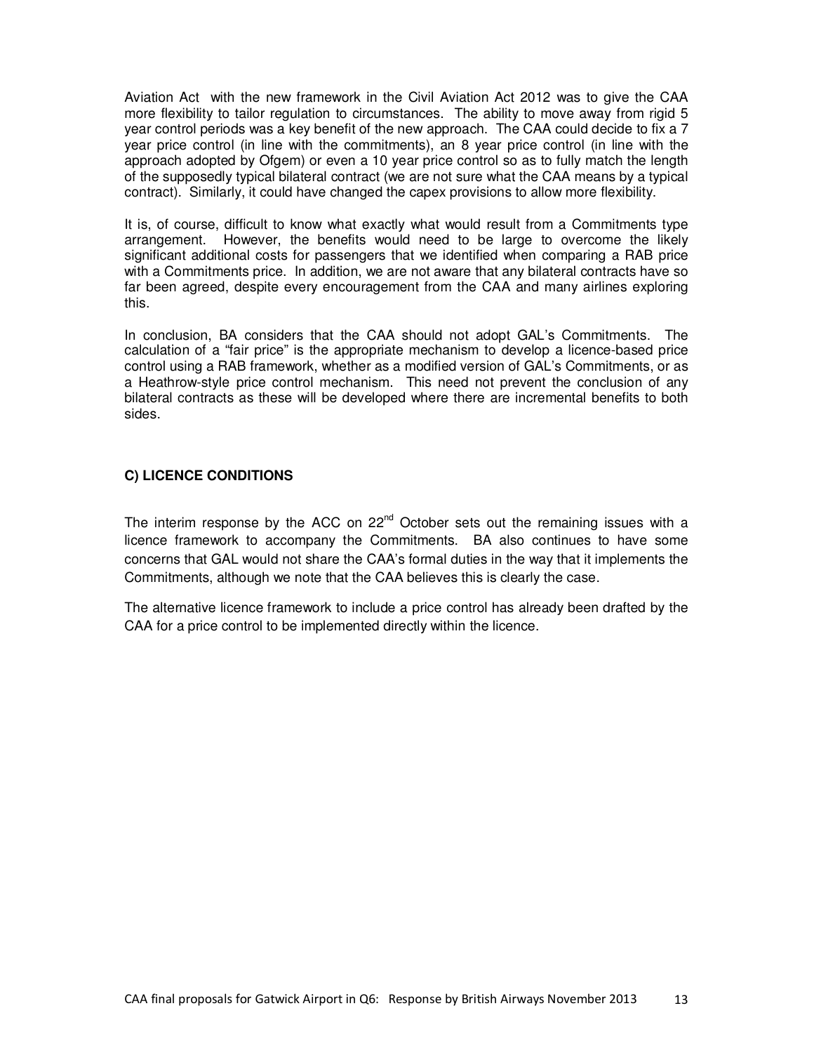Aviation Act with the new framework in the Civil Aviation Act 2012 was to give the CAA more flexibility to tailor regulation to circumstances. The ability to move away from rigid 5 year control periods was a key benefit of the new approach. The CAA could decide to fix a 7 year price control (in line with the commitments), an 8 year price control (in line with the approach adopted by Ofgem) or even a 10 year price control so as to fully match the length of the supposedly typical bilateral contract (we are not sure what the CAA means by a typical contract). Similarly, it could have changed the capex provisions to allow more flexibility.

It is, of course, difficult to know what exactly what would result from a Commitments type arrangement. However, the benefits would need to be large to overcome the likely significant additional costs for passengers that we identified when comparing a RAB price with a Commitments price. In addition, we are not aware that any bilateral contracts have so far been agreed, despite every encouragement from the CAA and many airlines exploring this.

In conclusion, BA considers that the CAA should not adopt GAL's Commitments. The calculation of a "fair price" is the appropriate mechanism to develop a licence-based price control using a RAB framework, whether as a modified version of GAL's Commitments, or as a Heathrow-style price control mechanism. This need not prevent the conclusion of any bilateral contracts as these will be developed where there are incremental benefits to both sides.

## C) LICENCE CONDITIONS

The interim response by the ACC on 22nd October sets out the remaining issues with a licence framework to accompany the Commitments. BA also continues to have some concerns that GAL would not share the CAA's formal duties in the way that it implements the Commitments, although we note that the CAA believes this is clearly the case.

The alternative licence framework to include a price control has already been drafted by the CAA for a price control to be implemented directly within the licence.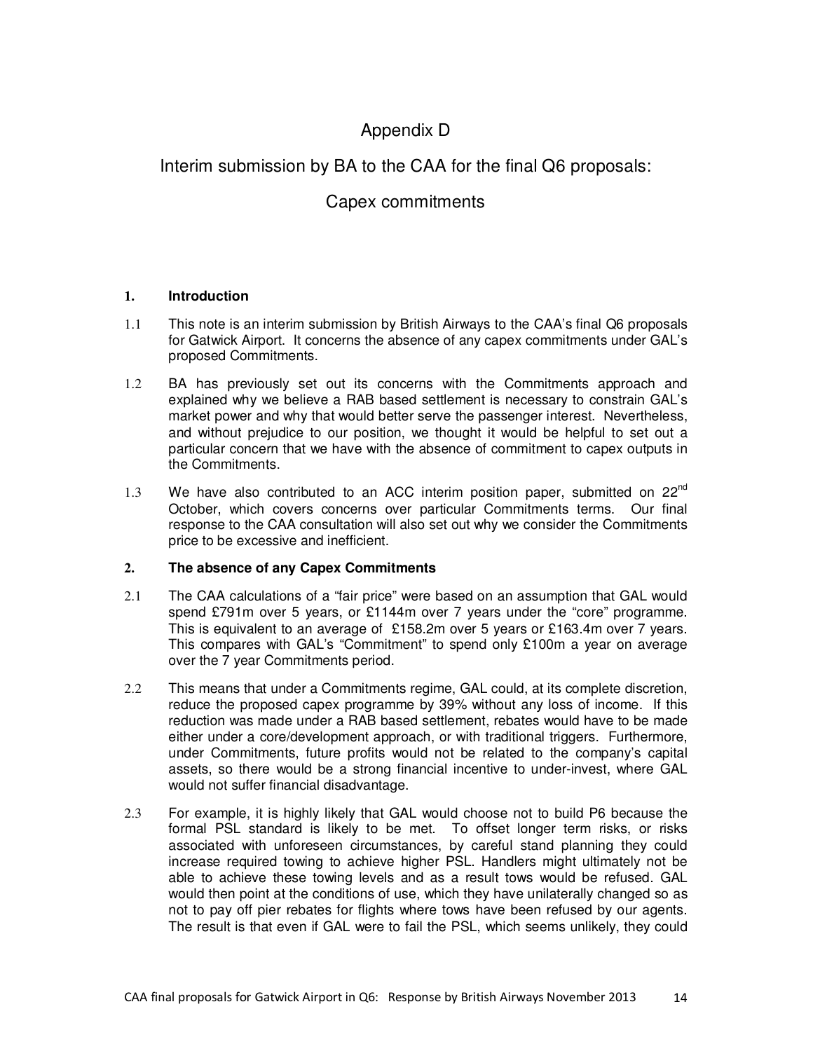# Appendix D

## Interim submission by BA to the CAA for the final Q6 proposals:

## Capex commitments

### 1. Introduction

1.1 This note is an interim submission by British Airways to the CAA's final Q6 proposals for Gatwick Airport. It concerns the absence of any capex commitments under GAL's proposed Commitments.

1.2 BA has previously set out its concerns with the Commitments approach and explained why we believe a RAB based settlement is necessary to constrain GAL's market power and why that would better serve the passenger interest. Nevertheless, and without prejudice to our position, we thought it would be helpful to set out a particular concern that we have with the absence of commitment to capex outputs in the Commitments.

1.3 We have also contributed to an ACC interim position paper, submitted on 22nd October, which covers concerns over particular Commitments terms. Our final response to the CAA consultation will also set out why we consider the Commitments price to be excessive and inefficient.

### 2. The absence of any Capex Commitments

2.1 The CAA calculations of a "fair price" were based on an assumption that GAL would spend £791m over 5 years, or £1144m over 7 years under the "core" programme. This is equivalent to an average of £158.2m over 5 years or £163.4m over 7 years. This compares with GAL's "Commitment" to spend only £100m a year on average over the 7 year Commitments period.

2.2 This means that under a Commitments regime, GAL could, at its complete discretion, reduce the proposed capex programme by 39% without any loss of income. If this reduction was made under a RAB based settlement, rebates would have to be made either under a core/development approach, or with traditional triggers. Furthermore, under Commitments, future profits would not be related to the company's capital assets, so there would be a strong financial incentive to under-invest, where GAL would not suffer financial disadvantage.

2.3 For example, it is highly likely that GAL would choose not to build P6 because the formal PSL standard is likely to be met. To offset longer term risks, or risks associated with unforeseen circumstances, by careful stand planning they could increase required towing to achieve higher PSL. Handlers might ultimately not be able to achieve these towing levels and as a result tows would be refused. GAL would then point at the conditions of use, which they have unilaterally changed so as not to pay off pier rebates for flights where tows have been refused by our agents. The result is that even if GAL were to fail the PSL, which seems unlikely, they could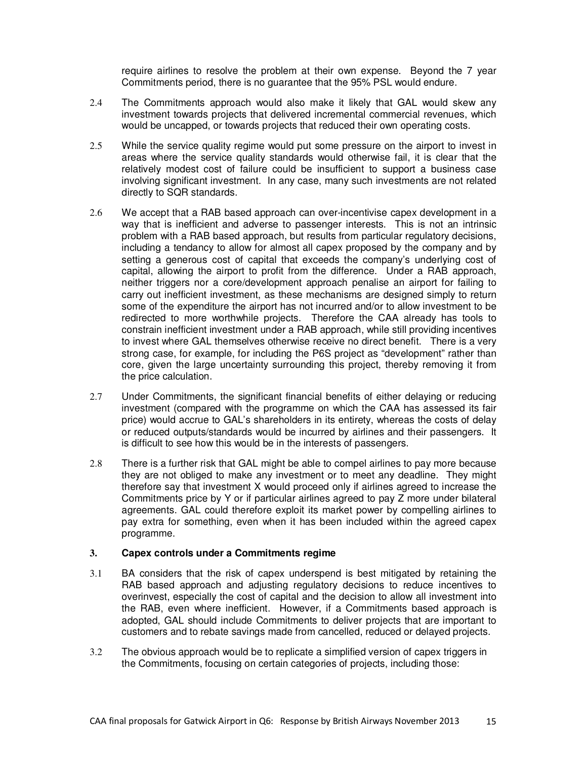require airlines to resolve the problem at their own expense. Beyond the 7 year Commitments period, there is no guarantee that the 95% PSL would endure.

2.4 The Commitments approach would also make it likely that GAL would skew any investment towards projects that delivered incremental commercial revenues, which would be uncapped, or towards projects that reduced their own operating costs.

2.5 While the service quality regime would put some pressure on the airport to invest in areas where the service quality standards would otherwise fail, it is clear that the relatively modest cost of failure could be insufficient to support a business case involving significant investment. In any case, many such investments are not related directly to SQR standards.

2.6 We accept that a RAB based approach can over-incentivise capex development in a way that is inefficient and adverse to passenger interests. This is not an intrinsic problem with a RAB based approach, but results from particular regulatory decisions, including a tendancy to allow for almost all capex proposed by the company and by setting a generous cost of capital that exceeds the company's underlying cost of capital, allowing the airport to profit from the difference. Under a RAB approach, neither triggers nor a core/development approach penalise an airport for failing to carry out inefficient investment, as these mechanisms are designed simply to return some of the expenditure the airport has not incurred and/or to allow investment to be redirected to more worthwhile projects. Therefore the CAA already has tools to constrain inefficient investment under a RAB approach, while still providing incentives to invest where GAL themselves otherwise receive no direct benefit. There is a very strong case, for example, for including the P6S project as "development" rather than core, given the large uncertainty surrounding this project, thereby removing it from the price calculation.

2.7 Under Commitments, the significant financial benefits of either delaying or reducing investment (compared with the programme on which the CAA has assessed its fair price) would accrue to GAL's shareholders in its entirety, whereas the costs of delay or reduced outputs/standards would be incurred by airlines and their passengers. It is difficult to see how this would be in the interests of passengers.

2.8 There is a further risk that GAL might be able to compel airlines to pay more because they are not obliged to make any investment or to meet any deadline. They might therefore say that investment X would proceed only if airlines agreed to increase the Commitments price by Y or if particular airlines agreed to pay Z more under bilateral agreements. GAL could therefore exploit its market power by compelling airlines to pay extra for something, even when it has been included within the agreed capex programme.

## 3. Capex controls under a Commitments regime

3.1 BA considers that the risk of capex underspend is best mitigated by retaining the RAB based approach and adjusting regulatory decisions to reduce incentives to overinvest, especially the cost of capital and the decision to allow all investment into the RAB, even where inefficient. However, if a Commitments based approach is adopted, GAL should include Commitments to deliver projects that are important to customers and to rebate savings made from cancelled, reduced or delayed projects.

3.2 The obvious approach would be to replicate a simplified version of capex triggers in the Commitments, focusing on certain categories of projects, including those: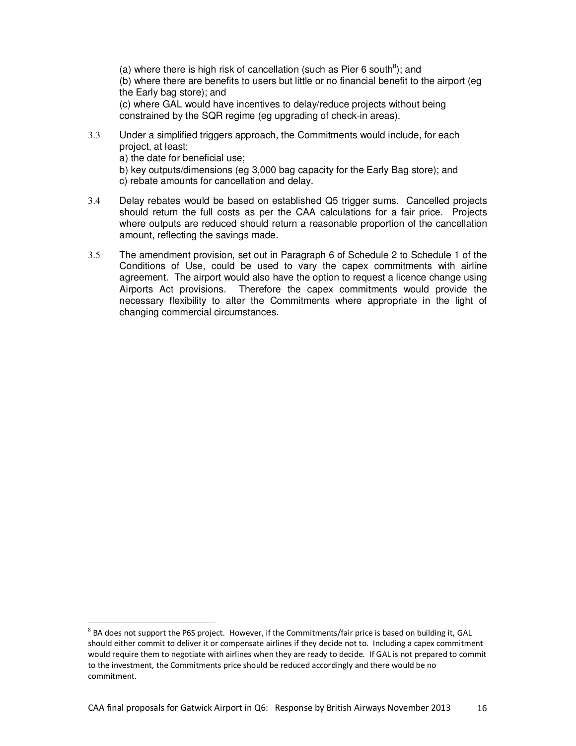(a) where there is high risk of cancellation (such as Pier 6 south[8]); and
(b) where there are benefits to users but little or no financial benefit to the airport (eg the Early bag store); and
(c) where GAL would have incentives to delay/reduce projects without being constrained by the SQR regime (eg upgrading of check-in areas).

3.3 Under a simplified triggers approach, the Commitments would include, for each project, at least:
a) the date for beneficial use;
b) key outputs/dimensions (eg 3,000 bag capacity for the Early Bag store); and
c) rebate amounts for cancellation and delay.

3.4 Delay rebates would be based on established Q5 trigger sums. Cancelled projects should return the full costs as per the CAA calculations for a fair price. Projects where outputs are reduced should return a reasonable proportion of the cancellation amount, reflecting the savings made.

3.5 The amendment provision, set out in Paragraph 6 of Schedule 2 to Schedule 1 of the Conditions of Use, could be used to vary the capex commitments with airline agreement. The airport would also have the option to request a licence change using Airports Act provisions. Therefore the capex commitments would provide the necessary flexibility to alter the Commitments where appropriate in the light of changing commercial circumstances.

[8] BA does not support the P6S project. However, if the Commitments/fair price is based on building it, GAL should either commit to deliver it or compensate airlines if they decide not to. Including a capex commitment would require them to negotiate with airlines when they are ready to decide. If GAL is not prepared to commit to the investment, the Commitments price should be reduced accordingly and there would be no commitment.